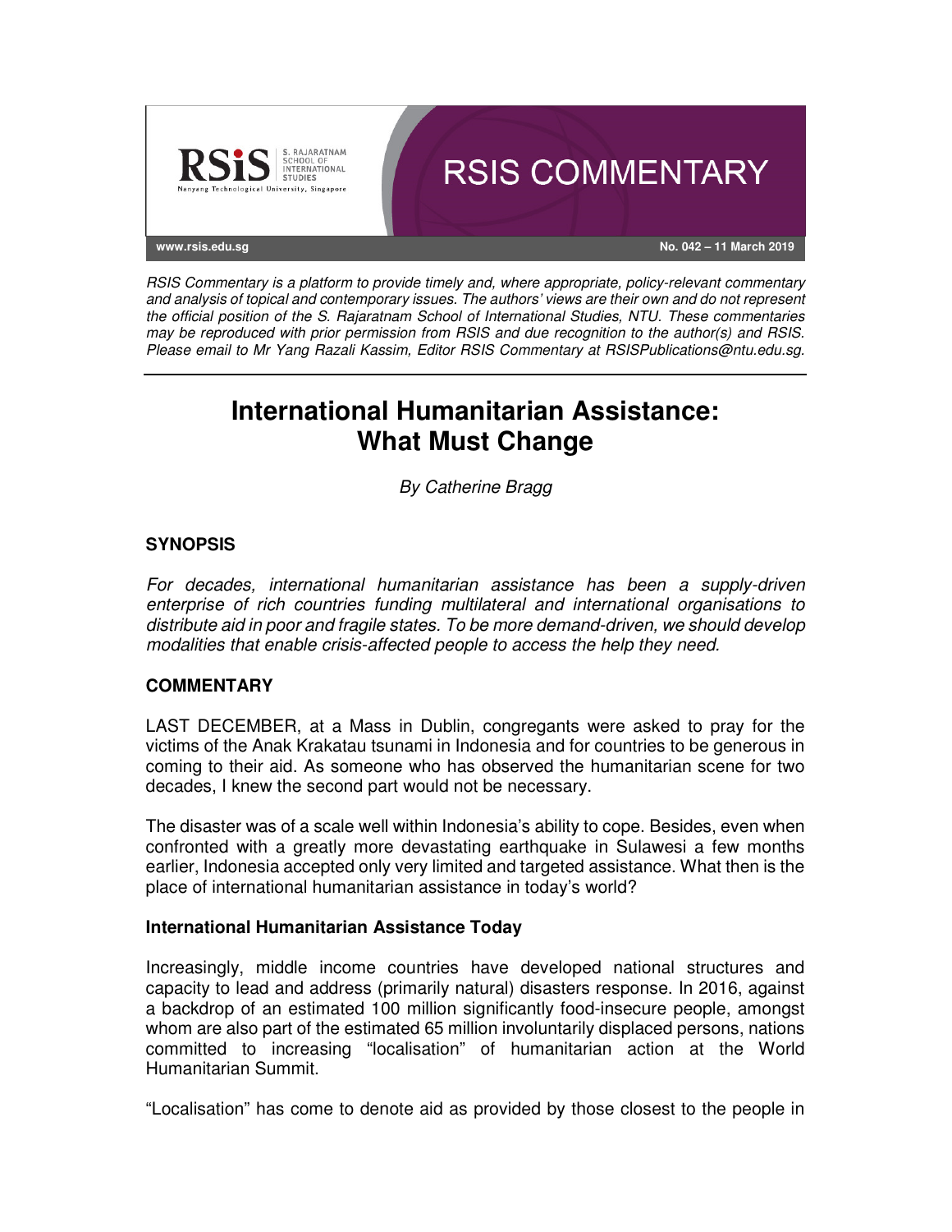RSIS COMMENTARY

www.rsis.edu.sg

No. 042 – 11 March 2019

*RSIS Commentary is a platform to provide timely and, where appropriate, policy-relevant commentary and analysis of topical and contemporary issues. The authors' views are their own and do not represent the official position of the S. Rajaratnam School of International Studies, NTU. These commentaries may be reproduced with prior permission from RSIS and due recognition to the author(s) and RSIS. Please email to Mr Yang Razali Kassim, Editor RSIS Commentary at RSISPublications@ntu.edu.sg.*

# International Humanitarian Assistance: What Must Change

*By Catherine Bragg*

## SYNOPSIS

*For decades, international humanitarian assistance has been a supply-driven enterprise of rich countries funding multilateral and international organisations to distribute aid in poor and fragile states. To be more demand-driven, we should develop modalities that enable crisis-affected people to access the help they need.*

## COMMENTARY

LAST DECEMBER, at a Mass in Dublin, congregants were asked to pray for the victims of the Anak Krakatau tsunami in Indonesia and for countries to be generous in coming to their aid. As someone who has observed the humanitarian scene for two decades, I knew the second part would not be necessary.

The disaster was of a scale well within Indonesia's ability to cope. Besides, even when confronted with a greatly more devastating earthquake in Sulawesi a few months earlier, Indonesia accepted only very limited and targeted assistance. What then is the place of international humanitarian assistance in today's world?

### International Humanitarian Assistance Today

Increasingly, middle income countries have developed national structures and capacity to lead and address (primarily natural) disasters response. In 2016, against a backdrop of an estimated 100 million significantly food-insecure people, amongst whom are also part of the estimated 65 million involuntarily displaced persons, nations committed to increasing "localisation" of humanitarian action at the World Humanitarian Summit.

"Localisation" has come to denote aid as provided by those closest to the people in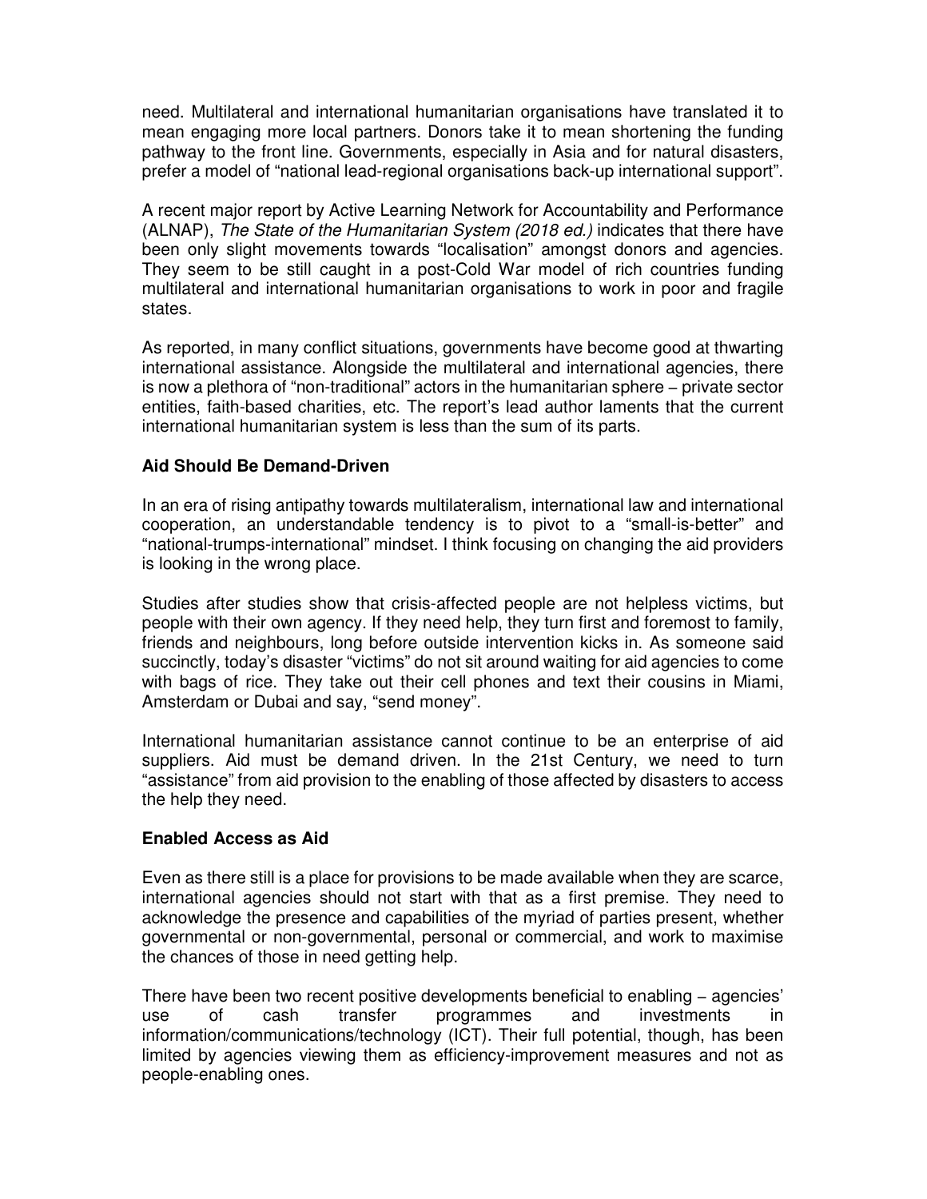need. Multilateral and international humanitarian organisations have translated it to mean engaging more local partners. Donors take it to mean shortening the funding pathway to the front line. Governments, especially in Asia and for natural disasters, prefer a model of "national lead-regional organisations back-up international support".

A recent major report by Active Learning Network for Accountability and Performance (ALNAP), *The State of the Humanitarian System (2018 ed.)* indicates that there have been only slight movements towards "localisation" amongst donors and agencies. They seem to be still caught in a post-Cold War model of rich countries funding multilateral and international humanitarian organisations to work in poor and fragile states.

As reported, in many conflict situations, governments have become good at thwarting international assistance. Alongside the multilateral and international agencies, there is now a plethora of "non-traditional" actors in the humanitarian sphere – private sector entities, faith-based charities, etc. The report's lead author laments that the current international humanitarian system is less than the sum of its parts.

**Aid Should Be Demand-Driven**

In an era of rising antipathy towards multilateralism, international law and international cooperation, an understandable tendency is to pivot to a "small-is-better" and "national-trumps-international" mindset. I think focusing on changing the aid providers is looking in the wrong place.

Studies after studies show that crisis-affected people are not helpless victims, but people with their own agency. If they need help, they turn first and foremost to family, friends and neighbours, long before outside intervention kicks in. As someone said succinctly, today's disaster "victims" do not sit around waiting for aid agencies to come with bags of rice. They take out their cell phones and text their cousins in Miami, Amsterdam or Dubai and say, "send money".

International humanitarian assistance cannot continue to be an enterprise of aid suppliers. Aid must be demand driven. In the 21st Century, we need to turn "assistance" from aid provision to the enabling of those affected by disasters to access the help they need.

**Enabled Access as Aid**

Even as there still is a place for provisions to be made available when they are scarce, international agencies should not start with that as a first premise. They need to acknowledge the presence and capabilities of the myriad of parties present, whether governmental or non-governmental, personal or commercial, and work to maximise the chances of those in need getting help.

There have been two recent positive developments beneficial to enabling – agencies' use of cash transfer programmes and investments in information/communications/technology (ICT). Their full potential, though, has been limited by agencies viewing them as efficiency-improvement measures and not as people-enabling ones.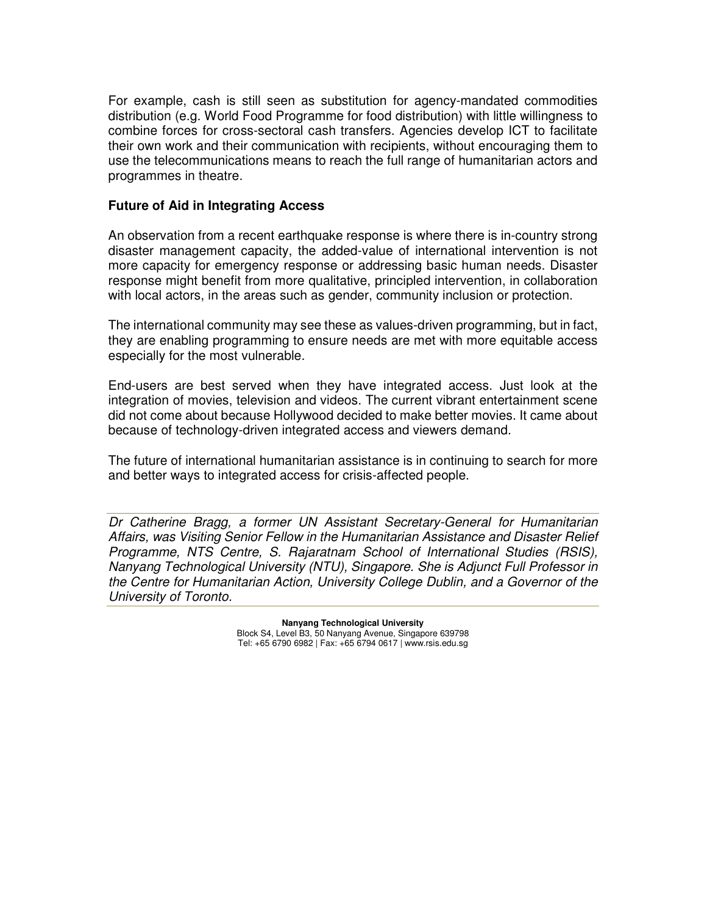For example, cash is still seen as substitution for agency-mandated commodities distribution (e.g. World Food Programme for food distribution) with little willingness to combine forces for cross-sectoral cash transfers. Agencies develop ICT to facilitate their own work and their communication with recipients, without encouraging them to use the telecommunications means to reach the full range of humanitarian actors and programmes in theatre.

**Future of Aid in Integrating Access**

An observation from a recent earthquake response is where there is in-country strong disaster management capacity, the added-value of international intervention is not more capacity for emergency response or addressing basic human needs. Disaster response might benefit from more qualitative, principled intervention, in collaboration with local actors, in the areas such as gender, community inclusion or protection.

The international community may see these as values-driven programming, but in fact, they are enabling programming to ensure needs are met with more equitable access especially for the most vulnerable.

End-users are best served when they have integrated access. Just look at the integration of movies, television and videos. The current vibrant entertainment scene did not come about because Hollywood decided to make better movies. It came about because of technology-driven integrated access and viewers demand.

The future of international humanitarian assistance is in continuing to search for more and better ways to integrated access for crisis-affected people.

---

*Dr Catherine Bragg, a former UN Assistant Secretary-General for Humanitarian Affairs, was Visiting Senior Fellow in the Humanitarian Assistance and Disaster Relief Programme, NTS Centre, S. Rajaratnam School of International Studies (RSIS), Nanyang Technological University (NTU), Singapore. She is Adjunct Full Professor in the Centre for Humanitarian Action, University College Dublin, and a Governor of the University of Toronto.*

---

**Nanyang Technological University**
Block S4, Level B3, 50 Nanyang Avenue, Singapore 639798
Tel: +65 6790 6982 | Fax: +65 6794 0617 | www.rsis.edu.sg